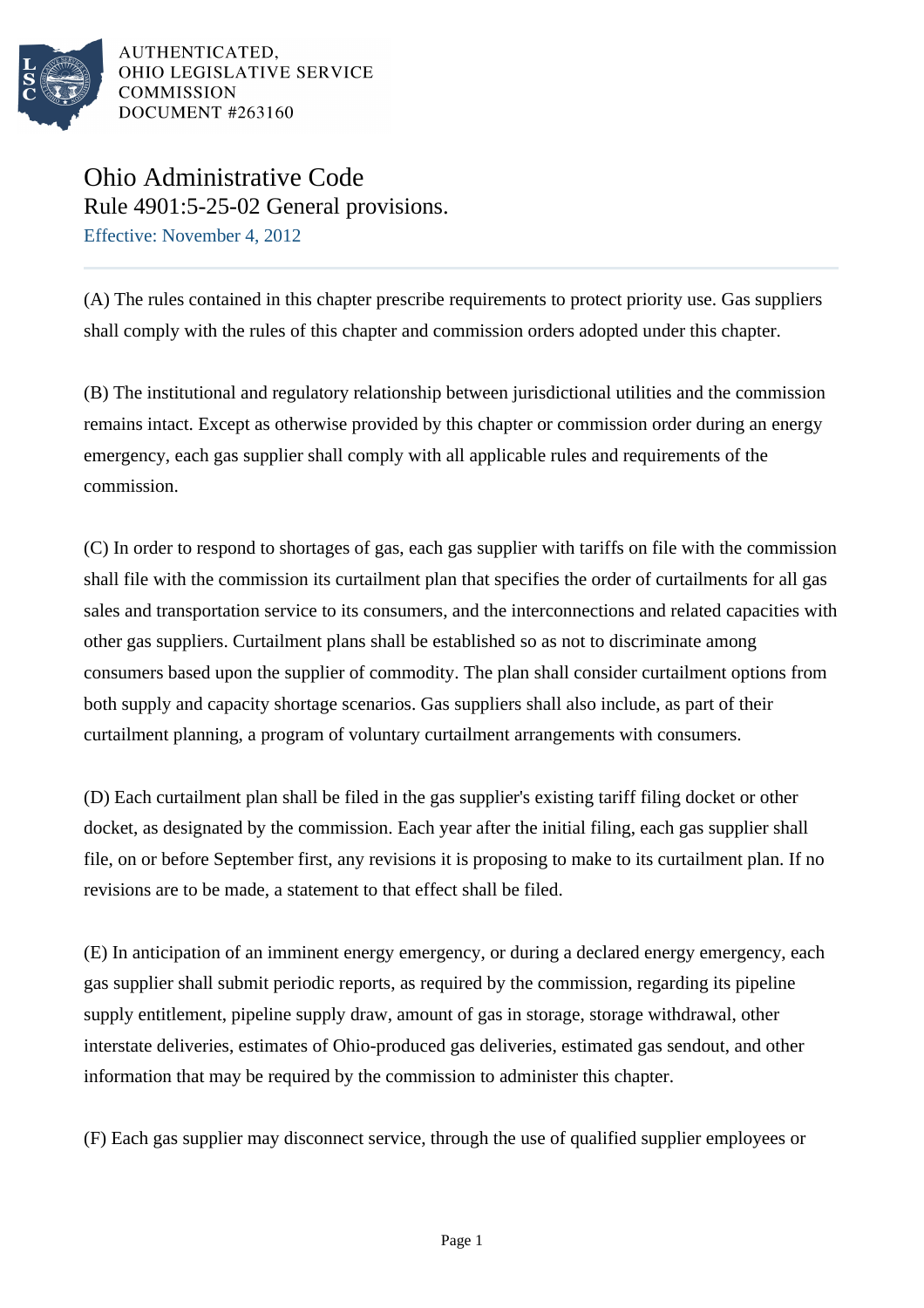AUTHENTICATED,
OHIO LEGISLATIVE SERVICE
COMMISSION
DOCUMENT #263160

# Ohio Administrative Code

## Rule 4901:5-25-02 General provisions.

Effective: November 4, 2012

(A) The rules contained in this chapter prescribe requirements to protect priority use. Gas suppliers shall comply with the rules of this chapter and commission orders adopted under this chapter.

(B) The institutional and regulatory relationship between jurisdictional utilities and the commission remains intact. Except as otherwise provided by this chapter or commission order during an energy emergency, each gas supplier shall comply with all applicable rules and requirements of the commission.

(C) In order to respond to shortages of gas, each gas supplier with tariffs on file with the commission shall file with the commission its curtailment plan that specifies the order of curtailments for all gas sales and transportation service to its consumers, and the interconnections and related capacities with other gas suppliers. Curtailment plans shall be established so as not to discriminate among consumers based upon the supplier of commodity. The plan shall consider curtailment options from both supply and capacity shortage scenarios. Gas suppliers shall also include, as part of their curtailment planning, a program of voluntary curtailment arrangements with consumers.

(D) Each curtailment plan shall be filed in the gas supplier's existing tariff filing docket or other docket, as designated by the commission. Each year after the initial filing, each gas supplier shall file, on or before September first, any revisions it is proposing to make to its curtailment plan. If no revisions are to be made, a statement to that effect shall be filed.

(E) In anticipation of an imminent energy emergency, or during a declared energy emergency, each gas supplier shall submit periodic reports, as required by the commission, regarding its pipeline supply entitlement, pipeline supply draw, amount of gas in storage, storage withdrawal, other interstate deliveries, estimates of Ohio-produced gas deliveries, estimated gas sendout, and other information that may be required by the commission to administer this chapter.

(F) Each gas supplier may disconnect service, through the use of qualified supplier employees or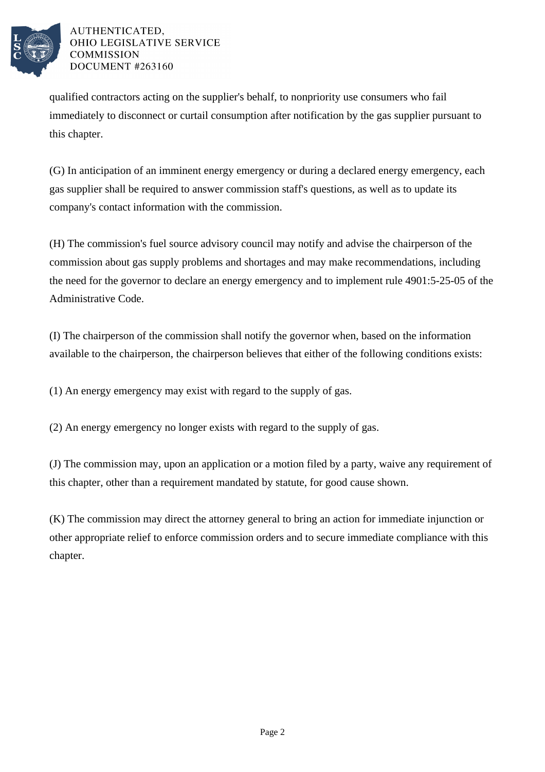qualified contractors acting on the supplier's behalf, to nonpriority use consumers who fail immediately to disconnect or curtail consumption after notification by the gas supplier pursuant to this chapter.

(G) In anticipation of an imminent energy emergency or during a declared energy emergency, each gas supplier shall be required to answer commission staff's questions, as well as to update its company's contact information with the commission.

(H) The commission's fuel source advisory council may notify and advise the chairperson of the commission about gas supply problems and shortages and may make recommendations, including the need for the governor to declare an energy emergency and to implement rule 4901:5-25-05 of the Administrative Code.

(I) The chairperson of the commission shall notify the governor when, based on the information available to the chairperson, the chairperson believes that either of the following conditions exists:

(1) An energy emergency may exist with regard to the supply of gas.

(2) An energy emergency no longer exists with regard to the supply of gas.

(J) The commission may, upon an application or a motion filed by a party, waive any requirement of this chapter, other than a requirement mandated by statute, for good cause shown.

(K) The commission may direct the attorney general to bring an action for immediate injunction or other appropriate relief to enforce commission orders and to secure immediate compliance with this chapter.